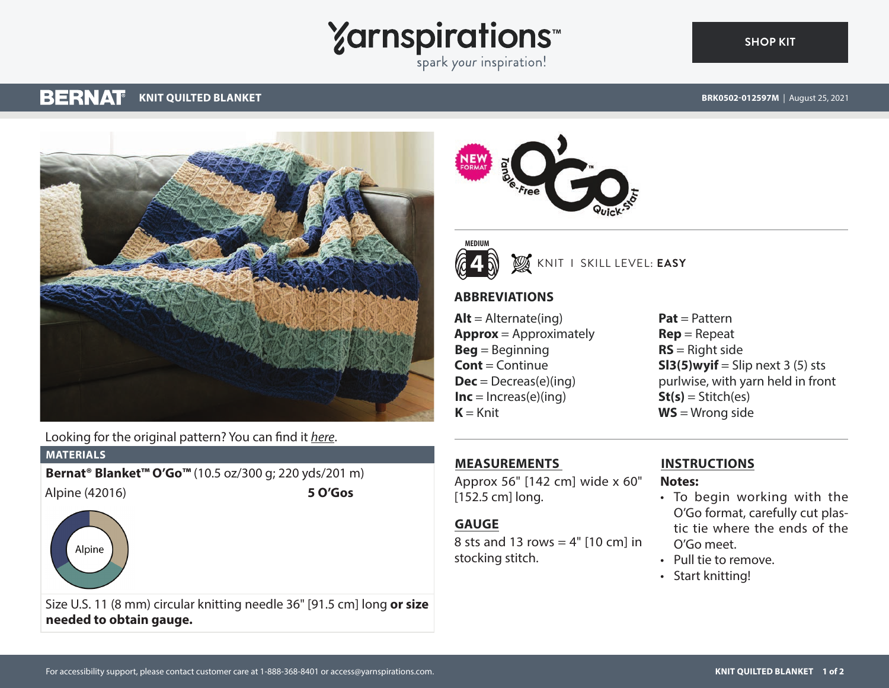# KNIT QUILTED BLANKET

BERNAT

BRK0502-012597M | August 25, 2021

SHOP KIT

Looking for the original pattern? You can find it *here*.

## MATERIALS

**Bernat® Blanket™ O'Go™** (10.5 oz/300 g; 220 yds/201 m)

Alpine (42016) **5 O'Gos**

Alpine

Size U.S. 11 (8 mm) circular knitting needle 36" [91.5 cm] long **or size needed to obtain gauge.**

NEW FORMAT

Tangle-Free O'Go™ Quick-Start

MEDIUM 4

KNIT | SKILL LEVEL: **EASY**

## ABBREVIATIONS

**Alt** = Alternate(ing)
**Approx** = Approximately
**Beg** = Beginning
**Cont** = Continue
**Dec** = Decreas(e)(ing)
**Inc** = Increas(e)(ing)
**K** = Knit
**Pat** = Pattern
**Rep** = Repeat
**RS** = Right side
**Sl3(5)wyif** = Slip next 3 (5) sts purlwise, with yarn held in front
**St(s)** = Stitch(es)
**WS** = Wrong side

## MEASUREMENTS

Approx 56" [142 cm] wide x 60" [152.5 cm] long.

## GAUGE

8 sts and 13 rows = 4" [10 cm] in stocking stitch.

## INSTRUCTIONS

**Notes:**

- To begin working with the O'Go format, carefully cut plastic tie where the ends of the O'Go meet.
- Pull tie to remove.
- Start knitting!

For accessibility support, please contact customer care at 1-888-368-8401 or access@yarnspirations.com.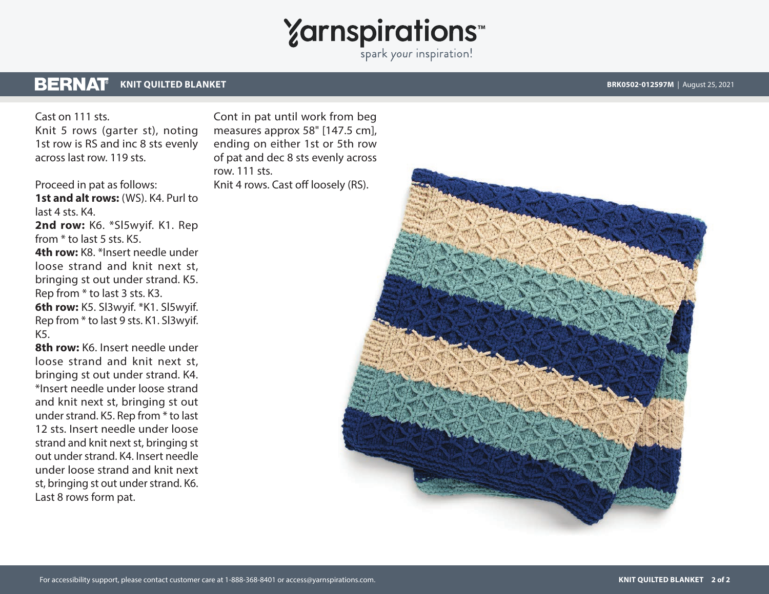Cast on 111 sts.

Knit 5 rows (garter st), noting 1st row is RS and inc 8 sts evenly across last row. 119 sts.

Proceed in pat as follows:

**1st and alt rows:** (WS). K4. Purl to last 4 sts. K4.

**2nd row:** K6. *Sl5wyif. K1. Rep from * to last 5 sts. K5.

**4th row:** K8. *Insert needle under loose strand and knit next st, bringing st out under strand. K5. Rep from * to last 3 sts. K3.

**6th row:** K5. Sl3wyif. *K1. Sl5wyif. Rep from * to last 9 sts. K1. Sl3wyif. K5.

**8th row:** K6. Insert needle under loose strand and knit next st, bringing st out under strand. K4. *Insert needle under loose strand and knit next st, bringing st out under strand. K5. Rep from * to last 12 sts. Insert needle under loose strand and knit next st, bringing st out under strand. K4. Insert needle under loose strand and knit next st, bringing st out under strand. K6.

Last 8 rows form pat.

Cont in pat until work from beg measures approx 58" [147.5 cm], ending on either 1st or 5th row of pat and dec 8 sts evenly across row. 111 sts.

Knit 4 rows. Cast off loosely (RS).